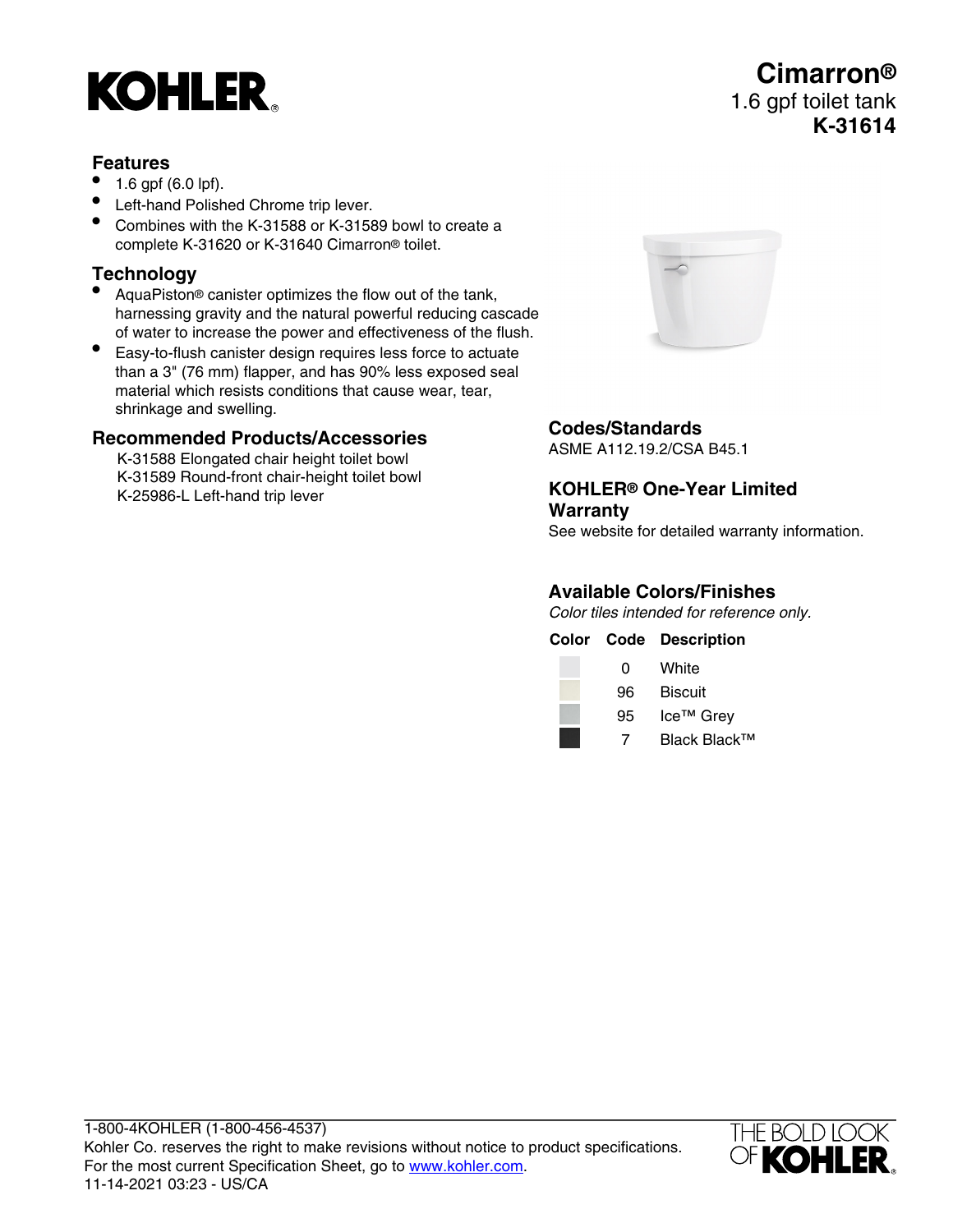# KOHLER

# Cimarron®
1.6 gpf toilet tank
**K-31614**

## Features

- 1.6 gpf (6.0 lpf).
- Left-hand Polished Chrome trip lever.
- Combines with the K-31588 or K-31589 bowl to create a complete K-31620 or K-31640 Cimarron® toilet.

## Technology

- AquaPiston® canister optimizes the flow out of the tank, harnessing gravity and the natural powerful reducing cascade of water to increase the power and effectiveness of the flush.
- Easy-to-flush canister design requires less force to actuate than a 3" (76 mm) flapper, and has 90% less exposed seal material which resists conditions that cause wear, tear, shrinkage and swelling.

## Recommended Products/Accessories

K-31588 Elongated chair height toilet bowl
K-31589 Round-front chair-height toilet bowl
K-25986-L Left-hand trip lever

## Codes/Standards

ASME A112.19.2/CSA B45.1

## KOHLER® One-Year Limited Warranty

See website for detailed warranty information.

## Available Colors/Finishes

*Color tiles intended for reference only.*

| Color | Code | Description |
|---|---|---|
| | 0 | White |
| | 96 | Biscuit |
| | 95 | Ice™ Grey |
| | 7 | Black Black™ |

1-800-4KOHLER (1-800-456-4537)
Kohler Co. reserves the right to make revisions without notice to product specifications.
For the most current Specification Sheet, go to www.kohler.com.
11-14-2021 03:23 - US/CA

THE BOLD LOOK OF KOHLER.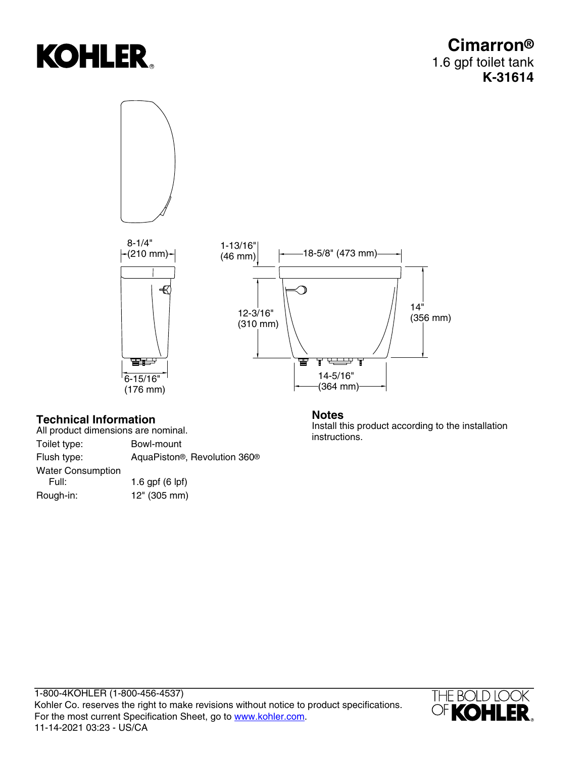# Cimarron®

1.6 gpf toilet tank

**K-31614**

8-1/4"
(210 mm)

6-15/16"
(176 mm)

1-13/16"
(46 mm)

18-5/8" (473 mm)

12-3/16"
(310 mm)

14"
(356 mm)

14-5/16"
(364 mm)

## Technical Information

All product dimensions are nominal.

| | |
|---|---|
| Toilet type: | Bowl-mount |
| Flush type: | AquaPiston®, Revolution 360® |
| Water Consumption | |
| Full: | 1.6 gpf (6 lpf) |
| Rough-in: | 12" (305 mm) |

## Notes

Install this product according to the installation instructions.

1-800-4KOHLER (1-800-456-4537)
Kohler Co. reserves the right to make revisions without notice to product specifications.
For the most current Specification Sheet, go to www.kohler.com.
11-14-2021 03:23 - US/CA